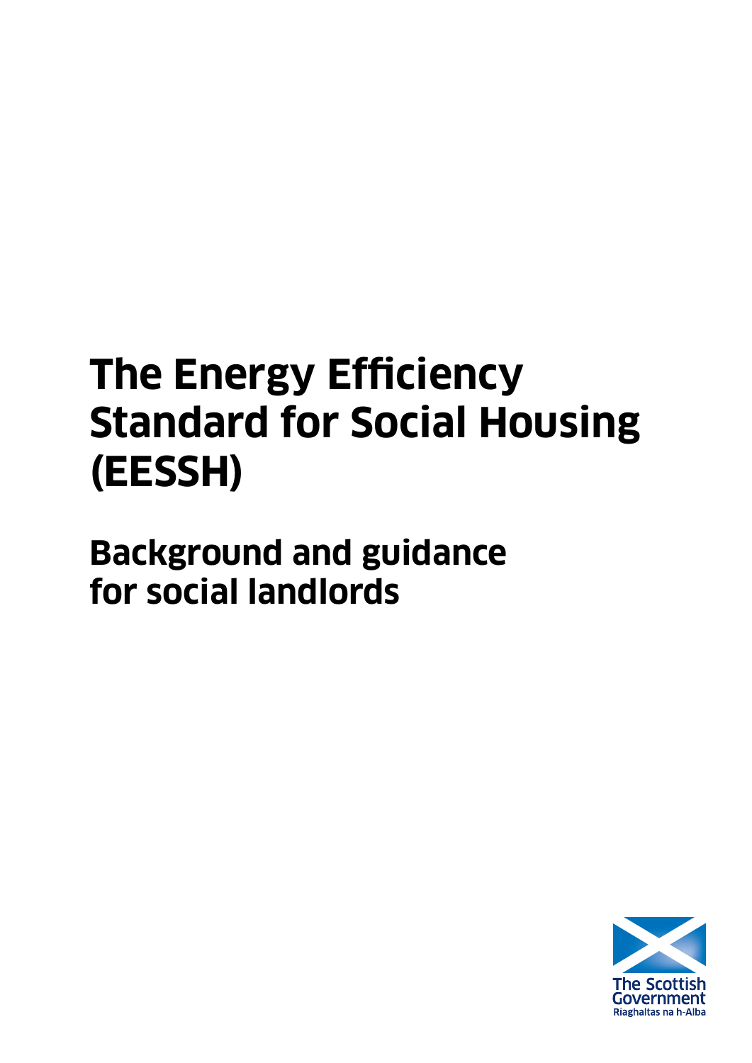# The Energy Efficiency Standard for Social Housing (EESSH)

## Background and guidance for social landlords

The Scottish Government
Riaghaltas na h-Alba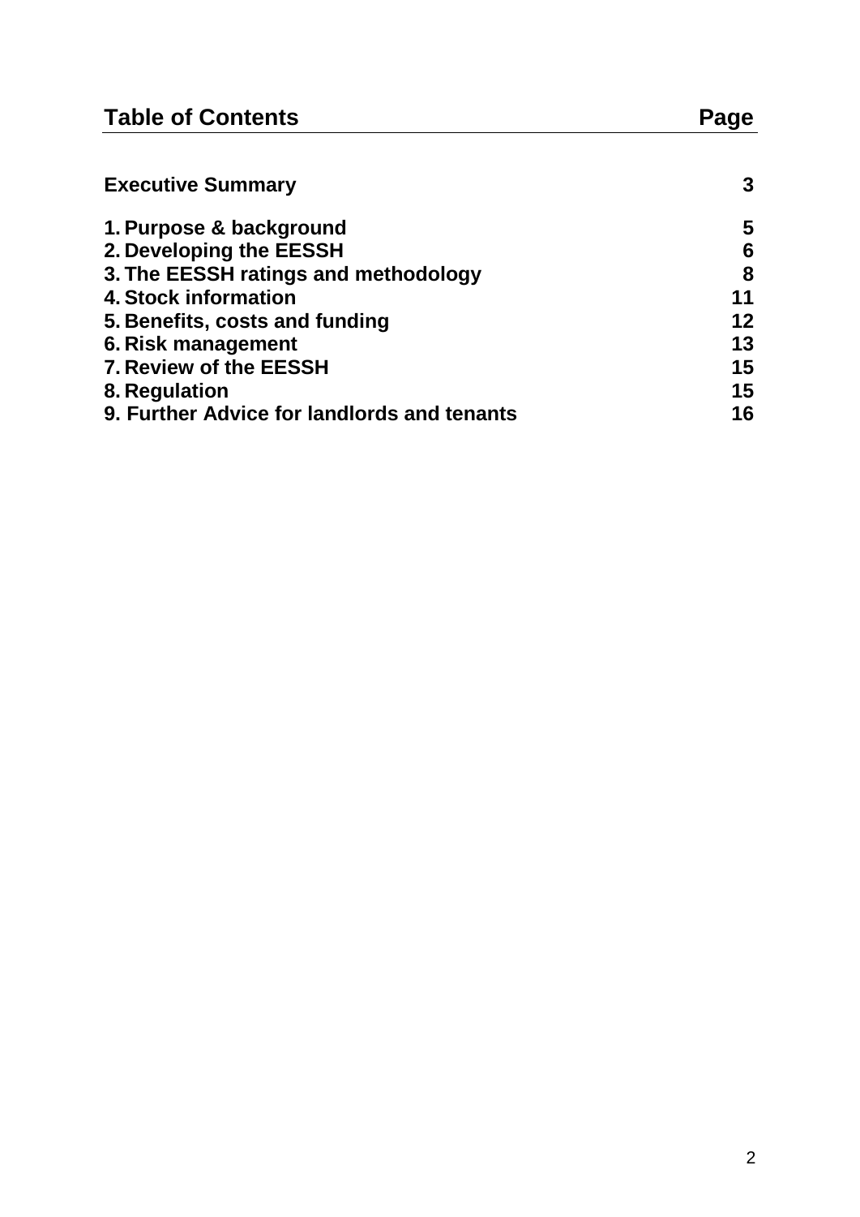| Table of Contents | Page |
|---|---|
| **Executive Summary** | **3** |
| **1. Purpose & background** | **5** |
| **2. Developing the EESSH** | **6** |
| **3. The EESSH ratings and methodology** | **8** |
| **4. Stock information** | **11** |
| **5. Benefits, costs and funding** | **12** |
| **6. Risk management** | **13** |
| **7. Review of the EESSH** | **15** |
| **8. Regulation** | **15** |
| **9. Further Advice for landlords and tenants** | **16** |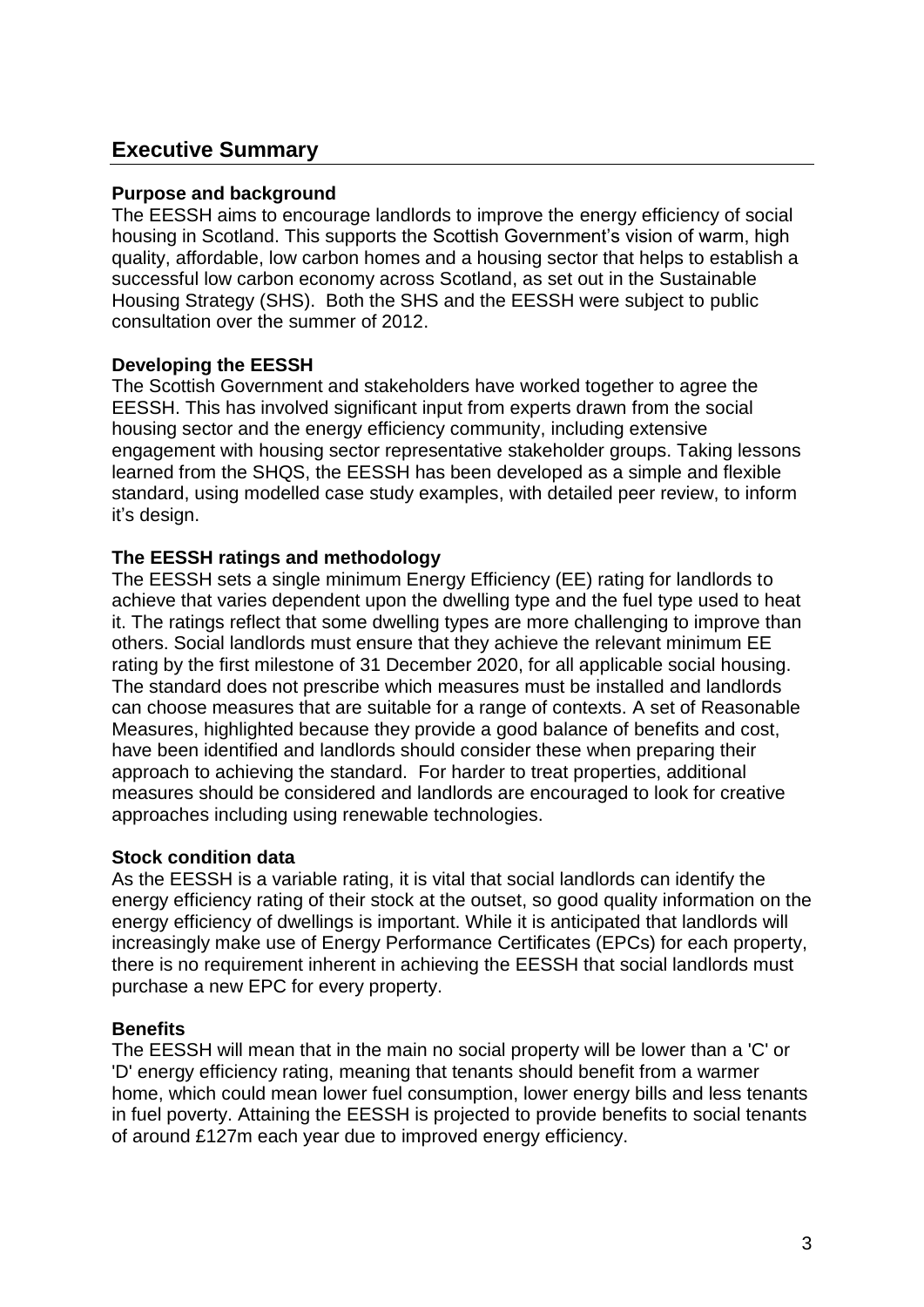## Executive Summary

**Purpose and background**

The EESSH aims to encourage landlords to improve the energy efficiency of social housing in Scotland. This supports the Scottish Government's vision of warm, high quality, affordable, low carbon homes and a housing sector that helps to establish a successful low carbon economy across Scotland, as set out in the Sustainable Housing Strategy (SHS). Both the SHS and the EESSH were subject to public consultation over the summer of 2012.

**Developing the EESSH**

The Scottish Government and stakeholders have worked together to agree the EESSH. This has involved significant input from experts drawn from the social housing sector and the energy efficiency community, including extensive engagement with housing sector representative stakeholder groups. Taking lessons learned from the SHQS, the EESSH has been developed as a simple and flexible standard, using modelled case study examples, with detailed peer review, to inform it's design.

**The EESSH ratings and methodology**

The EESSH sets a single minimum Energy Efficiency (EE) rating for landlords to achieve that varies dependent upon the dwelling type and the fuel type used to heat it. The ratings reflect that some dwelling types are more challenging to improve than others. Social landlords must ensure that they achieve the relevant minimum EE rating by the first milestone of 31 December 2020, for all applicable social housing. The standard does not prescribe which measures must be installed and landlords can choose measures that are suitable for a range of contexts. A set of Reasonable Measures, highlighted because they provide a good balance of benefits and cost, have been identified and landlords should consider these when preparing their approach to achieving the standard. For harder to treat properties, additional measures should be considered and landlords are encouraged to look for creative approaches including using renewable technologies.

**Stock condition data**

As the EESSH is a variable rating, it is vital that social landlords can identify the energy efficiency rating of their stock at the outset, so good quality information on the energy efficiency of dwellings is important. While it is anticipated that landlords will increasingly make use of Energy Performance Certificates (EPCs) for each property, there is no requirement inherent in achieving the EESSH that social landlords must purchase a new EPC for every property.

**Benefits**

The EESSH will mean that in the main no social property will be lower than a 'C' or 'D' energy efficiency rating, meaning that tenants should benefit from a warmer home, which could mean lower fuel consumption, lower energy bills and less tenants in fuel poverty. Attaining the EESSH is projected to provide benefits to social tenants of around £127m each year due to improved energy efficiency.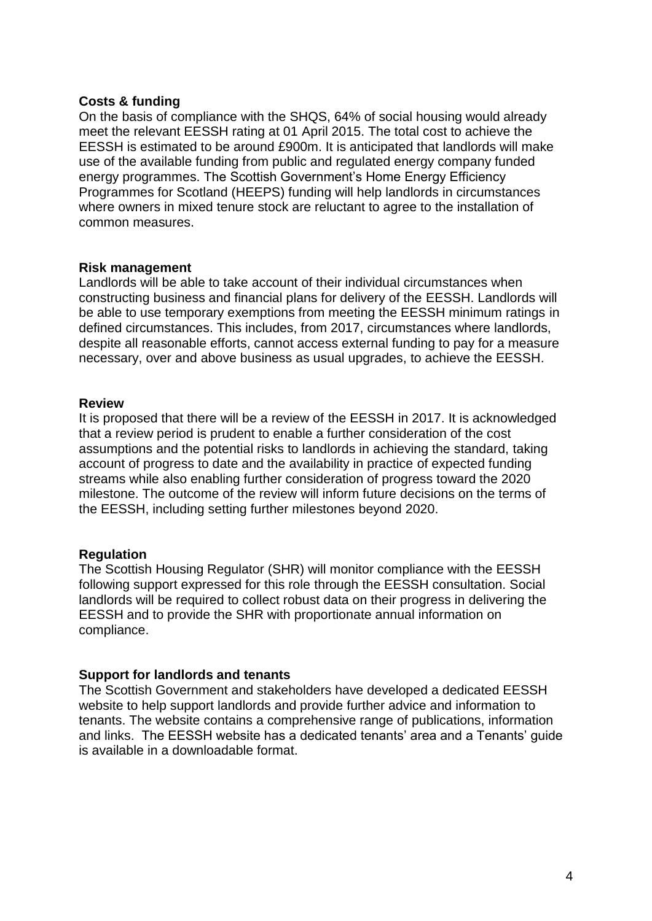**Costs & funding**

On the basis of compliance with the SHQS, 64% of social housing would already meet the relevant EESSH rating at 01 April 2015. The total cost to achieve the EESSH is estimated to be around £900m. It is anticipated that landlords will make use of the available funding from public and regulated energy company funded energy programmes. The Scottish Government's Home Energy Efficiency Programmes for Scotland (HEEPS) funding will help landlords in circumstances where owners in mixed tenure stock are reluctant to agree to the installation of common measures.

**Risk management**

Landlords will be able to take account of their individual circumstances when constructing business and financial plans for delivery of the EESSH. Landlords will be able to use temporary exemptions from meeting the EESSH minimum ratings in defined circumstances. This includes, from 2017, circumstances where landlords, despite all reasonable efforts, cannot access external funding to pay for a measure necessary, over and above business as usual upgrades, to achieve the EESSH.

**Review**

It is proposed that there will be a review of the EESSH in 2017. It is acknowledged that a review period is prudent to enable a further consideration of the cost assumptions and the potential risks to landlords in achieving the standard, taking account of progress to date and the availability in practice of expected funding streams while also enabling further consideration of progress toward the 2020 milestone. The outcome of the review will inform future decisions on the terms of the EESSH, including setting further milestones beyond 2020.

**Regulation**

The Scottish Housing Regulator (SHR) will monitor compliance with the EESSH following support expressed for this role through the EESSH consultation. Social landlords will be required to collect robust data on their progress in delivering the EESSH and to provide the SHR with proportionate annual information on compliance.

**Support for landlords and tenants**

The Scottish Government and stakeholders have developed a dedicated EESSH website to help support landlords and provide further advice and information to tenants. The website contains a comprehensive range of publications, information and links. The EESSH website has a dedicated tenants' area and a Tenants' guide is available in a downloadable format.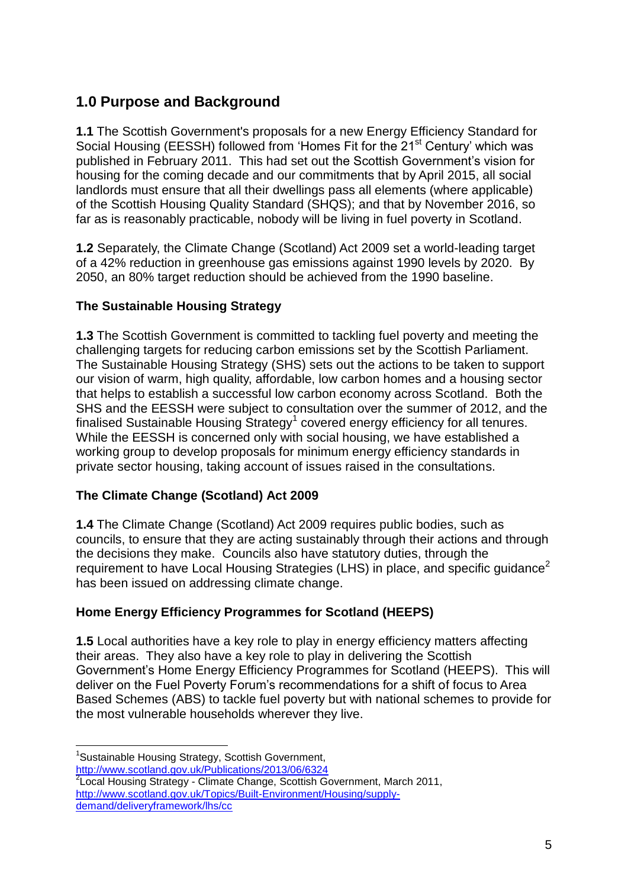## 1.0 Purpose and Background

**1.1** The Scottish Government's proposals for a new Energy Efficiency Standard for Social Housing (EESSH) followed from 'Homes Fit for the 21st Century' which was published in February 2011. This had set out the Scottish Government's vision for housing for the coming decade and our commitments that by April 2015, all social landlords must ensure that all their dwellings pass all elements (where applicable) of the Scottish Housing Quality Standard (SHQS); and that by November 2016, so far as is reasonably practicable, nobody will be living in fuel poverty in Scotland.

**1.2** Separately, the Climate Change (Scotland) Act 2009 set a world-leading target of a 42% reduction in greenhouse gas emissions against 1990 levels by 2020. By 2050, an 80% target reduction should be achieved from the 1990 baseline.

### The Sustainable Housing Strategy

**1.3** The Scottish Government is committed to tackling fuel poverty and meeting the challenging targets for reducing carbon emissions set by the Scottish Parliament. The Sustainable Housing Strategy (SHS) sets out the actions to be taken to support our vision of warm, high quality, affordable, low carbon homes and a housing sector that helps to establish a successful low carbon economy across Scotland. Both the SHS and the EESSH were subject to consultation over the summer of 2012, and the finalised Sustainable Housing Strategy[1] covered energy efficiency for all tenures. While the EESSH is concerned only with social housing, we have established a working group to develop proposals for minimum energy efficiency standards in private sector housing, taking account of issues raised in the consultations.

### The Climate Change (Scotland) Act 2009

**1.4** The Climate Change (Scotland) Act 2009 requires public bodies, such as councils, to ensure that they are acting sustainably through their actions and through the decisions they make. Councils also have statutory duties, through the requirement to have Local Housing Strategies (LHS) in place, and specific guidance[2] has been issued on addressing climate change.

### Home Energy Efficiency Programmes for Scotland (HEEPS)

**1.5** Local authorities have a key role to play in energy efficiency matters affecting their areas. They also have a key role to play in delivering the Scottish Government's Home Energy Efficiency Programmes for Scotland (HEEPS). This will deliver on the Fuel Poverty Forum's recommendations for a shift of focus to Area Based Schemes (ABS) to tackle fuel poverty but with national schemes to provide for the most vulnerable households wherever they live.

---

[1] Sustainable Housing Strategy, Scottish Government, http://www.scotland.gov.uk/Publications/2013/06/6324

[2] Local Housing Strategy - Climate Change, Scottish Government, March 2011, http://www.scotland.gov.uk/Topics/Built-Environment/Housing/supply-demand/deliveryframework/lhs/cc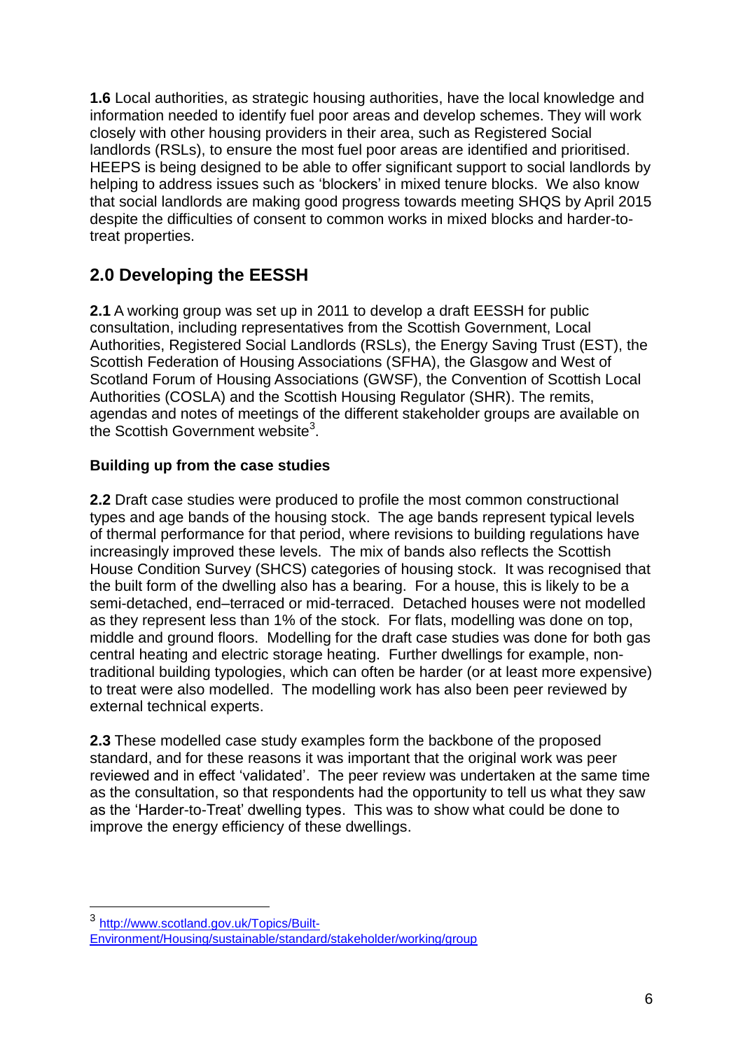**1.6** Local authorities, as strategic housing authorities, have the local knowledge and information needed to identify fuel poor areas and develop schemes. They will work closely with other housing providers in their area, such as Registered Social landlords (RSLs), to ensure the most fuel poor areas are identified and prioritised. HEEPS is being designed to be able to offer significant support to social landlords by helping to address issues such as 'blockers' in mixed tenure blocks. We also know that social landlords are making good progress towards meeting SHQS by April 2015 despite the difficulties of consent to common works in mixed blocks and harder-to-treat properties.

## 2.0 Developing the EESSH

**2.1** A working group was set up in 2011 to develop a draft EESSH for public consultation, including representatives from the Scottish Government, Local Authorities, Registered Social Landlords (RSLs), the Energy Saving Trust (EST), the Scottish Federation of Housing Associations (SFHA), the Glasgow and West of Scotland Forum of Housing Associations (GWSF), the Convention of Scottish Local Authorities (COSLA) and the Scottish Housing Regulator (SHR). The remits, agendas and notes of meetings of the different stakeholder groups are available on the Scottish Government website[3].

### Building up from the case studies

**2.2** Draft case studies were produced to profile the most common constructional types and age bands of the housing stock. The age bands represent typical levels of thermal performance for that period, where revisions to building regulations have increasingly improved these levels. The mix of bands also reflects the Scottish House Condition Survey (SHCS) categories of housing stock. It was recognised that the built form of the dwelling also has a bearing. For a house, this is likely to be a semi-detached, end–terraced or mid-terraced. Detached houses were not modelled as they represent less than 1% of the stock. For flats, modelling was done on top, middle and ground floors. Modelling for the draft case studies was done for both gas central heating and electric storage heating. Further dwellings for example, non-traditional building typologies, which can often be harder (or at least more expensive) to treat were also modelled. The modelling work has also been peer reviewed by external technical experts.

**2.3** These modelled case study examples form the backbone of the proposed standard, and for these reasons it was important that the original work was peer reviewed and in effect 'validated'. The peer review was undertaken at the same time as the consultation, so that respondents had the opportunity to tell us what they saw as the 'Harder-to-Treat' dwelling types. This was to show what could be done to improve the energy efficiency of these dwellings.

---

[3] http://www.scotland.gov.uk/Topics/Built-Environment/Housing/sustainable/standard/stakeholder/working/group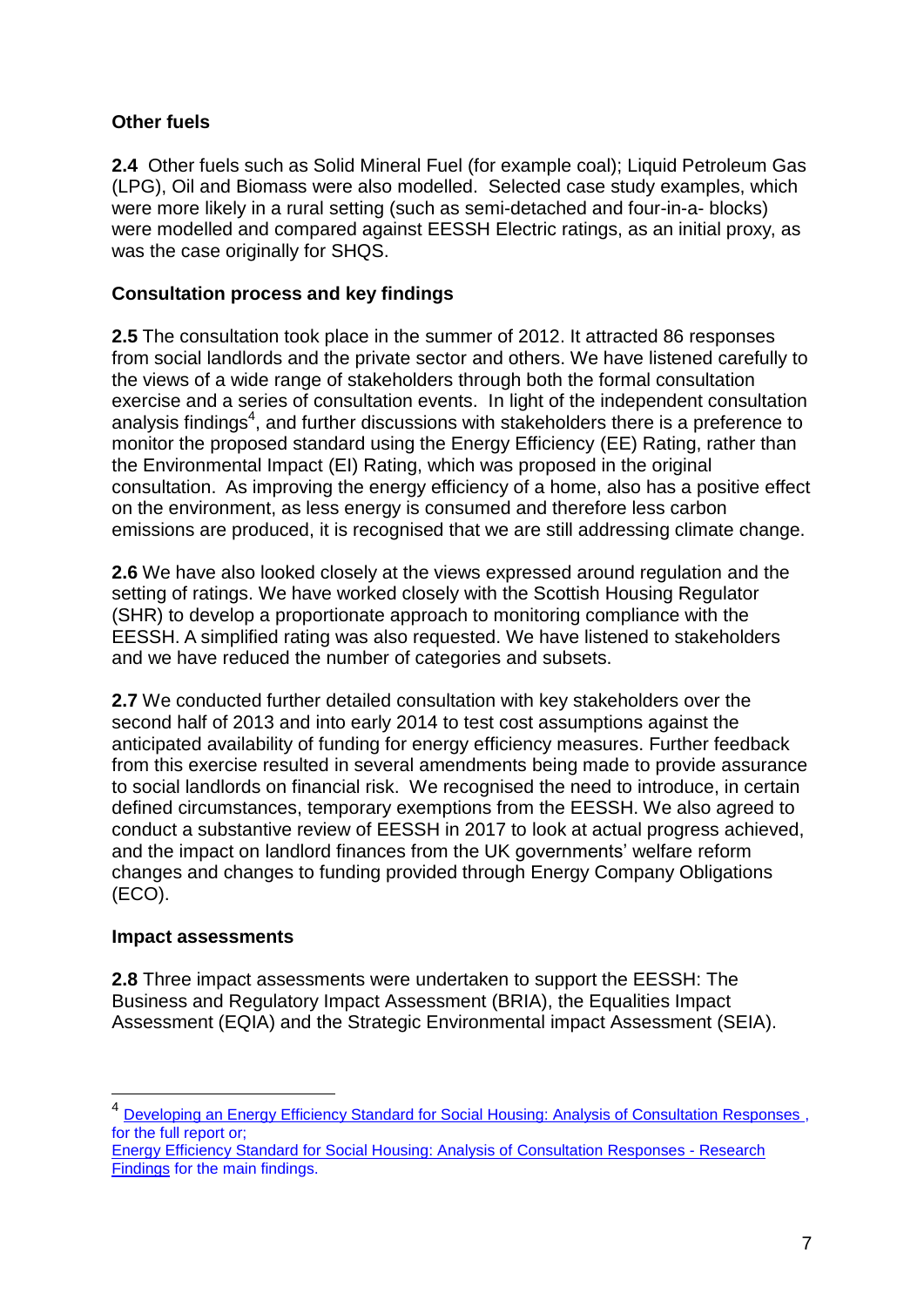### Other fuels

**2.4** Other fuels such as Solid Mineral Fuel (for example coal); Liquid Petroleum Gas (LPG), Oil and Biomass were also modelled. Selected case study examples, which were more likely in a rural setting (such as semi-detached and four-in-a- blocks) were modelled and compared against EESSH Electric ratings, as an initial proxy, as was the case originally for SHQS.

### Consultation process and key findings

**2.5** The consultation took place in the summer of 2012. It attracted 86 responses from social landlords and the private sector and others. We have listened carefully to the views of a wide range of stakeholders through both the formal consultation exercise and a series of consultation events. In light of the independent consultation analysis findings[4], and further discussions with stakeholders there is a preference to monitor the proposed standard using the Energy Efficiency (EE) Rating, rather than the Environmental Impact (EI) Rating, which was proposed in the original consultation. As improving the energy efficiency of a home, also has a positive effect on the environment, as less energy is consumed and therefore less carbon emissions are produced, it is recognised that we are still addressing climate change.

**2.6** We have also looked closely at the views expressed around regulation and the setting of ratings. We have worked closely with the Scottish Housing Regulator (SHR) to develop a proportionate approach to monitoring compliance with the EESSH. A simplified rating was also requested. We have listened to stakeholders and we have reduced the number of categories and subsets.

**2.7** We conducted further detailed consultation with key stakeholders over the second half of 2013 and into early 2014 to test cost assumptions against the anticipated availability of funding for energy efficiency measures. Further feedback from this exercise resulted in several amendments being made to provide assurance to social landlords on financial risk. We recognised the need to introduce, in certain defined circumstances, temporary exemptions from the EESSH. We also agreed to conduct a substantive review of EESSH in 2017 to look at actual progress achieved, and the impact on landlord finances from the UK governments' welfare reform changes and changes to funding provided through Energy Company Obligations (ECO).

### Impact assessments

**2.8** Three impact assessments were undertaken to support the EESSH: The Business and Regulatory Impact Assessment (BRIA), the Equalities Impact Assessment (EQIA) and the Strategic Environmental impact Assessment (SEIA).

---

[4] Developing an Energy Efficiency Standard for Social Housing: Analysis of Consultation Responses , for the full report or;
Energy Efficiency Standard for Social Housing: Analysis of Consultation Responses - Research Findings for the main findings.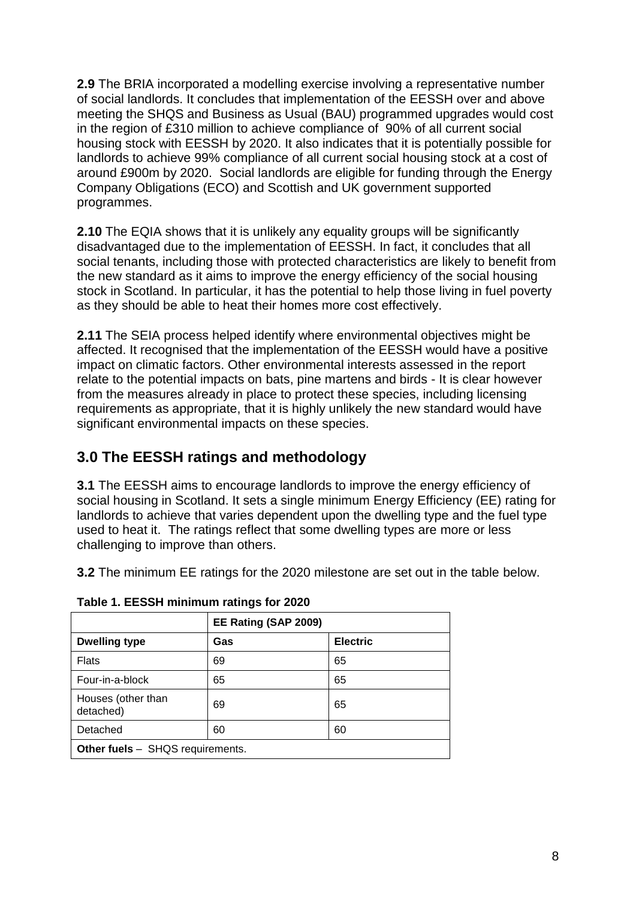**2.9** The BRIA incorporated a modelling exercise involving a representative number of social landlords. It concludes that implementation of the EESSH over and above meeting the SHQS and Business as Usual (BAU) programmed upgrades would cost in the region of £310 million to achieve compliance of 90% of all current social housing stock with EESSH by 2020. It also indicates that it is potentially possible for landlords to achieve 99% compliance of all current social housing stock at a cost of around £900m by 2020. Social landlords are eligible for funding through the Energy Company Obligations (ECO) and Scottish and UK government supported programmes.

**2.10** The EQIA shows that it is unlikely any equality groups will be significantly disadvantaged due to the implementation of EESSH. In fact, it concludes that all social tenants, including those with protected characteristics are likely to benefit from the new standard as it aims to improve the energy efficiency of the social housing stock in Scotland. In particular, it has the potential to help those living in fuel poverty as they should be able to heat their homes more cost effectively.

**2.11** The SEIA process helped identify where environmental objectives might be affected. It recognised that the implementation of the EESSH would have a positive impact on climatic factors. Other environmental interests assessed in the report relate to the potential impacts on bats, pine martens and birds - It is clear however from the measures already in place to protect these species, including licensing requirements as appropriate, that it is highly unlikely the new standard would have significant environmental impacts on these species.

## 3.0 The EESSH ratings and methodology

**3.1** The EESSH aims to encourage landlords to improve the energy efficiency of social housing in Scotland. It sets a single minimum Energy Efficiency (EE) rating for landlords to achieve that varies dependent upon the dwelling type and the fuel type used to heat it. The ratings reflect that some dwelling types are more or less challenging to improve than others.

**3.2** The minimum EE ratings for the 2020 milestone are set out in the table below.

**Table 1. EESSH minimum ratings for 2020**

| | **EE Rating (SAP 2009)** | |
|---|---|---|
| **Dwelling type** | **Gas** | **Electric** |
| Flats | 69 | 65 |
| Four-in-a-block | 65 | 65 |
| Houses (other than detached) | 69 | 65 |
| Detached | 60 | 60 |
| **Other fuels** – SHQS requirements. | | |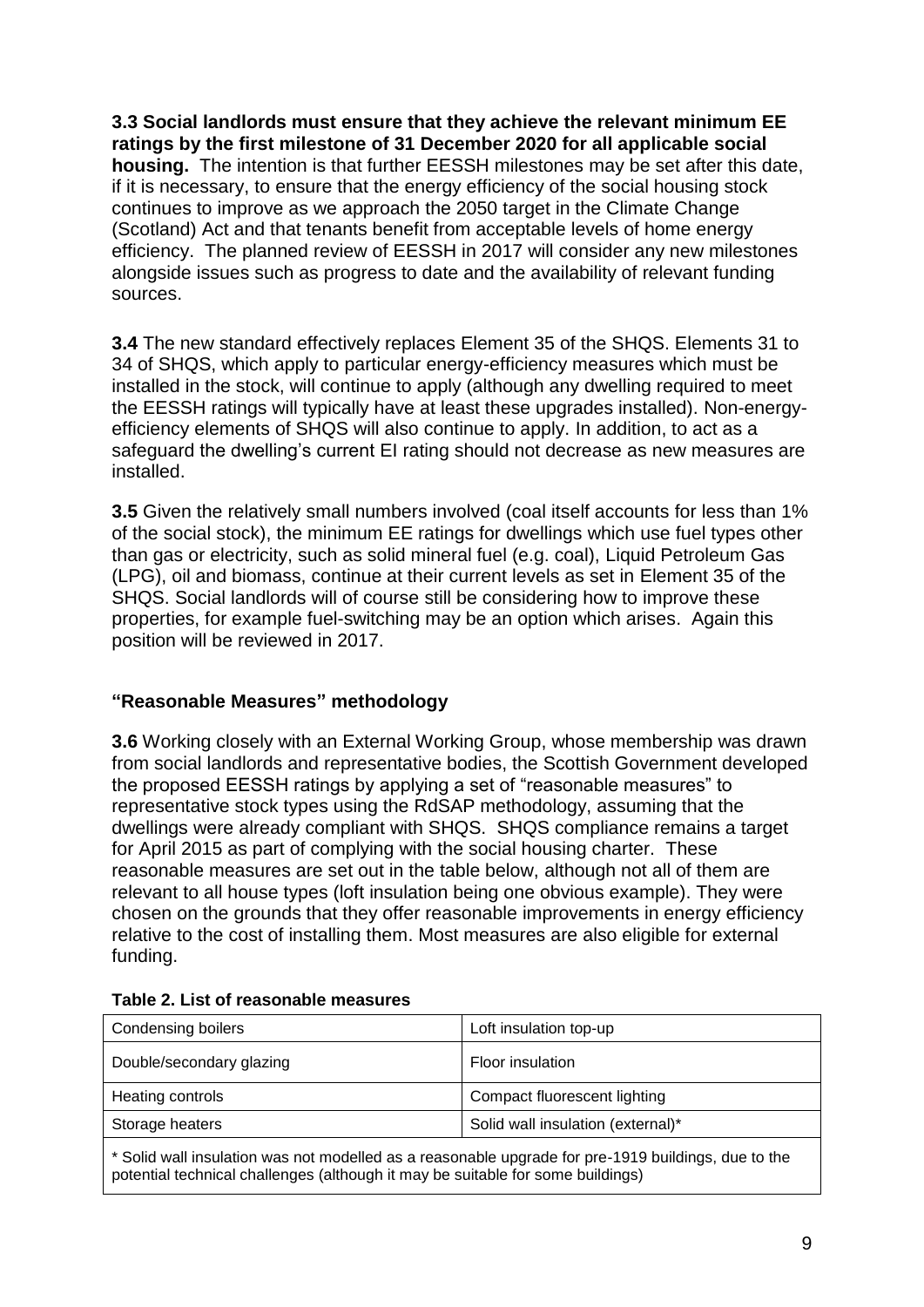**3.3 Social landlords must ensure that they achieve the relevant minimum EE ratings by the first milestone of 31 December 2020 for all applicable social housing.** The intention is that further EESSH milestones may be set after this date, if it is necessary, to ensure that the energy efficiency of the social housing stock continues to improve as we approach the 2050 target in the Climate Change (Scotland) Act and that tenants benefit from acceptable levels of home energy efficiency. The planned review of EESSH in 2017 will consider any new milestones alongside issues such as progress to date and the availability of relevant funding sources.

**3.4** The new standard effectively replaces Element 35 of the SHQS. Elements 31 to 34 of SHQS, which apply to particular energy-efficiency measures which must be installed in the stock, will continue to apply (although any dwelling required to meet the EESSH ratings will typically have at least these upgrades installed). Non-energy-efficiency elements of SHQS will also continue to apply. In addition, to act as a safeguard the dwelling's current EI rating should not decrease as new measures are installed.

**3.5** Given the relatively small numbers involved (coal itself accounts for less than 1% of the social stock), the minimum EE ratings for dwellings which use fuel types other than gas or electricity, such as solid mineral fuel (e.g. coal), Liquid Petroleum Gas (LPG), oil and biomass, continue at their current levels as set in Element 35 of the SHQS. Social landlords will of course still be considering how to improve these properties, for example fuel-switching may be an option which arises. Again this position will be reviewed in 2017.

## "Reasonable Measures" methodology

**3.6** Working closely with an External Working Group, whose membership was drawn from social landlords and representative bodies, the Scottish Government developed the proposed EESSH ratings by applying a set of "reasonable measures" to representative stock types using the RdSAP methodology, assuming that the dwellings were already compliant with SHQS. SHQS compliance remains a target for April 2015 as part of complying with the social housing charter. These reasonable measures are set out in the table below, although not all of them are relevant to all house types (loft insulation being one obvious example). They were chosen on the grounds that they offer reasonable improvements in energy efficiency relative to the cost of installing them. Most measures are also eligible for external funding.

**Table 2. List of reasonable measures**

| | |
|---|---|
| Condensing boilers | Loft insulation top-up |
| Double/secondary glazing | Floor insulation |
| Heating controls | Compact fluorescent lighting |
| Storage heaters | Solid wall insulation (external)* |

* Solid wall insulation was not modelled as a reasonable upgrade for pre-1919 buildings, due to the potential technical challenges (although it may be suitable for some buildings)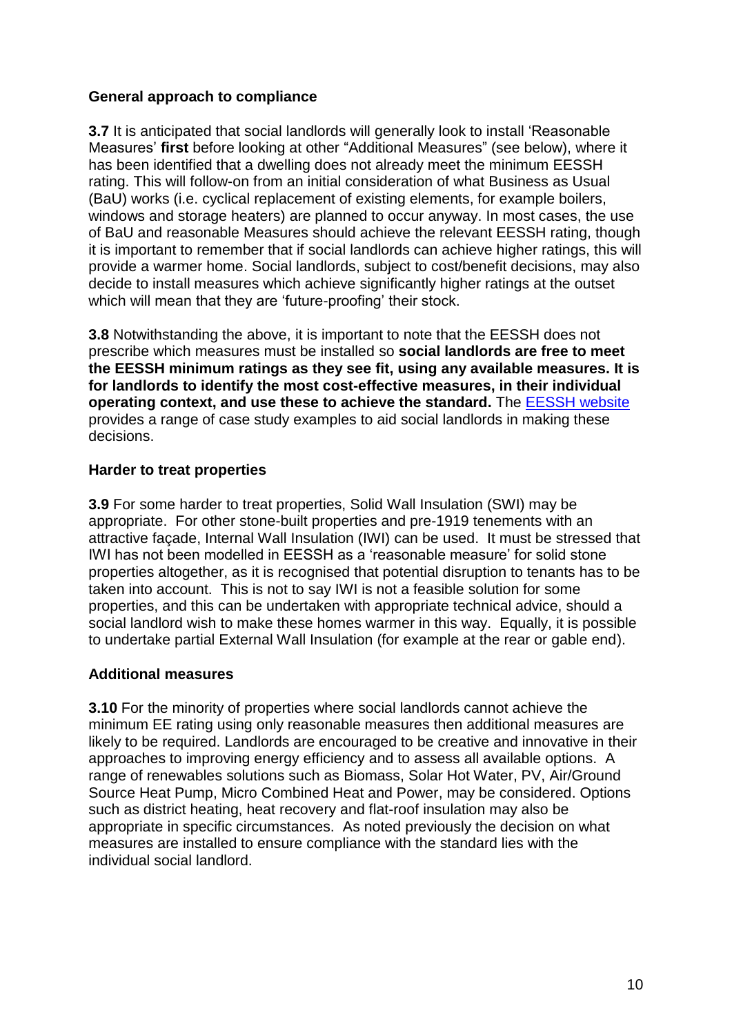**General approach to compliance**

**3.7** It is anticipated that social landlords will generally look to install 'Reasonable Measures' **first** before looking at other "Additional Measures" (see below), where it has been identified that a dwelling does not already meet the minimum EESSH rating. This will follow-on from an initial consideration of what Business as Usual (BaU) works (i.e. cyclical replacement of existing elements, for example boilers, windows and storage heaters) are planned to occur anyway. In most cases, the use of BaU and reasonable Measures should achieve the relevant EESSH rating, though it is important to remember that if social landlords can achieve higher ratings, this will provide a warmer home. Social landlords, subject to cost/benefit decisions, may also decide to install measures which achieve significantly higher ratings at the outset which will mean that they are 'future-proofing' their stock.

**3.8** Notwithstanding the above, it is important to note that the EESSH does not prescribe which measures must be installed so **social landlords are free to meet the EESSH minimum ratings as they see fit, using any available measures. It is for landlords to identify the most cost-effective measures, in their individual operating context, and use these to achieve the standard.** The EESSH website provides a range of case study examples to aid social landlords in making these decisions.

**Harder to treat properties**

**3.9** For some harder to treat properties, Solid Wall Insulation (SWI) may be appropriate. For other stone-built properties and pre-1919 tenements with an attractive façade, Internal Wall Insulation (IWI) can be used. It must be stressed that IWI has not been modelled in EESSH as a 'reasonable measure' for solid stone properties altogether, as it is recognised that potential disruption to tenants has to be taken into account. This is not to say IWI is not a feasible solution for some properties, and this can be undertaken with appropriate technical advice, should a social landlord wish to make these homes warmer in this way. Equally, it is possible to undertake partial External Wall Insulation (for example at the rear or gable end).

**Additional measures**

**3.10** For the minority of properties where social landlords cannot achieve the minimum EE rating using only reasonable measures then additional measures are likely to be required. Landlords are encouraged to be creative and innovative in their approaches to improving energy efficiency and to assess all available options. A range of renewables solutions such as Biomass, Solar Hot Water, PV, Air/Ground Source Heat Pump, Micro Combined Heat and Power, may be considered. Options such as district heating, heat recovery and flat-roof insulation may also be appropriate in specific circumstances. As noted previously the decision on what measures are installed to ensure compliance with the standard lies with the individual social landlord.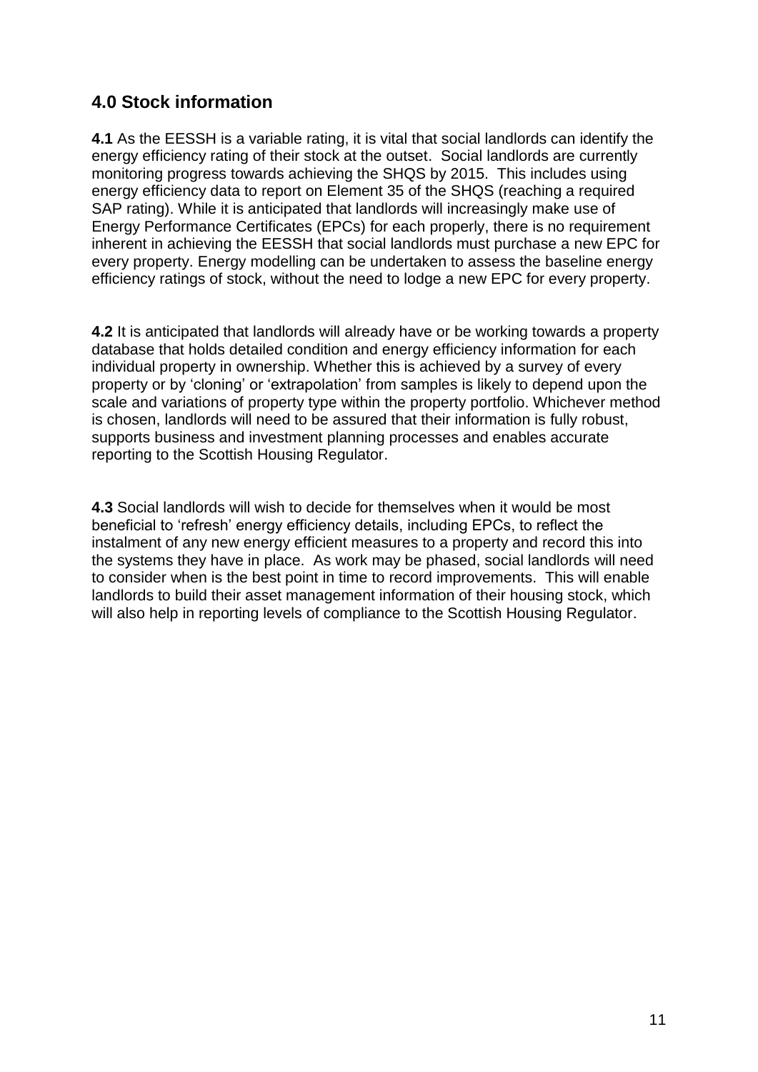## 4.0 Stock information

**4.1** As the EESSH is a variable rating, it is vital that social landlords can identify the energy efficiency rating of their stock at the outset. Social landlords are currently monitoring progress towards achieving the SHQS by 2015. This includes using energy efficiency data to report on Element 35 of the SHQS (reaching a required SAP rating). While it is anticipated that landlords will increasingly make use of Energy Performance Certificates (EPCs) for each properly, there is no requirement inherent in achieving the EESSH that social landlords must purchase a new EPC for every property. Energy modelling can be undertaken to assess the baseline energy efficiency ratings of stock, without the need to lodge a new EPC for every property.

**4.2** It is anticipated that landlords will already have or be working towards a property database that holds detailed condition and energy efficiency information for each individual property in ownership. Whether this is achieved by a survey of every property or by 'cloning' or 'extrapolation' from samples is likely to depend upon the scale and variations of property type within the property portfolio. Whichever method is chosen, landlords will need to be assured that their information is fully robust, supports business and investment planning processes and enables accurate reporting to the Scottish Housing Regulator.

**4.3** Social landlords will wish to decide for themselves when it would be most beneficial to 'refresh' energy efficiency details, including EPCs, to reflect the instalment of any new energy efficient measures to a property and record this into the systems they have in place. As work may be phased, social landlords will need to consider when is the best point in time to record improvements. This will enable landlords to build their asset management information of their housing stock, which will also help in reporting levels of compliance to the Scottish Housing Regulator.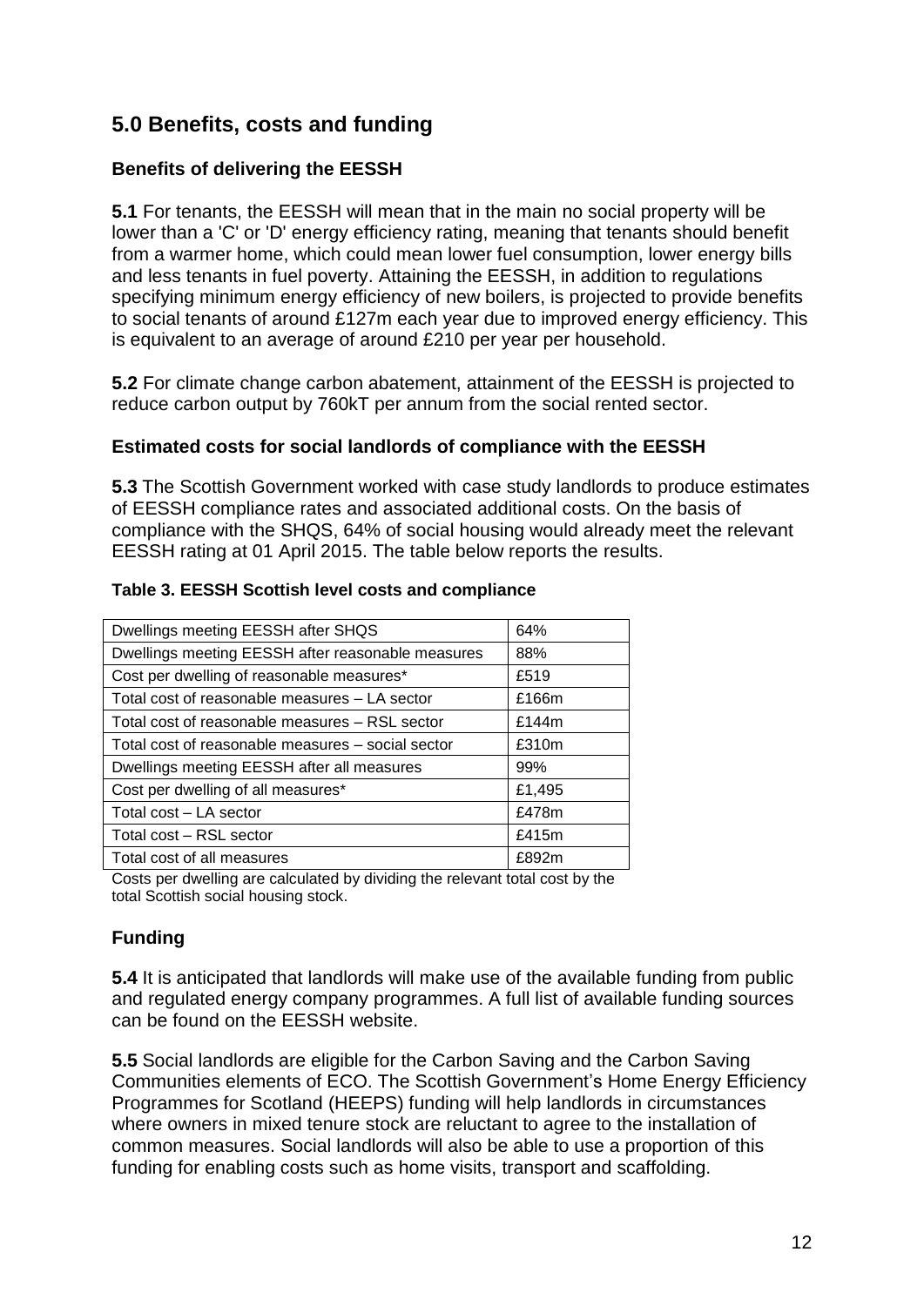## 5.0 Benefits, costs and funding

### Benefits of delivering the EESSH

**5.1** For tenants, the EESSH will mean that in the main no social property will be lower than a 'C' or 'D' energy efficiency rating, meaning that tenants should benefit from a warmer home, which could mean lower fuel consumption, lower energy bills and less tenants in fuel poverty. Attaining the EESSH, in addition to regulations specifying minimum energy efficiency of new boilers, is projected to provide benefits to social tenants of around £127m each year due to improved energy efficiency. This is equivalent to an average of around £210 per year per household.

**5.2** For climate change carbon abatement, attainment of the EESSH is projected to reduce carbon output by 760kT per annum from the social rented sector.

### Estimated costs for social landlords of compliance with the EESSH

**5.3** The Scottish Government worked with case study landlords to produce estimates of EESSH compliance rates and associated additional costs. On the basis of compliance with the SHQS, 64% of social housing would already meet the relevant EESSH rating at 01 April 2015. The table below reports the results.

**Table 3. EESSH Scottish level costs and compliance**

| | |
|---|---|
| Dwellings meeting EESSH after SHQS | 64% |
| Dwellings meeting EESSH after reasonable measures | 88% |
| Cost per dwelling of reasonable measures* | £519 |
| Total cost of reasonable measures – LA sector | £166m |
| Total cost of reasonable measures – RSL sector | £144m |
| Total cost of reasonable measures – social sector | £310m |
| Dwellings meeting EESSH after all measures | 99% |
| Cost per dwelling of all measures* | £1,495 |
| Total cost – LA sector | £478m |
| Total cost – RSL sector | £415m |
| Total cost of all measures | £892m |

Costs per dwelling are calculated by dividing the relevant total cost by the total Scottish social housing stock.

### Funding

**5.4** It is anticipated that landlords will make use of the available funding from public and regulated energy company programmes. A full list of available funding sources can be found on the EESSH website.

**5.5** Social landlords are eligible for the Carbon Saving and the Carbon Saving Communities elements of ECO. The Scottish Government's Home Energy Efficiency Programmes for Scotland (HEEPS) funding will help landlords in circumstances where owners in mixed tenure stock are reluctant to agree to the installation of common measures. Social landlords will also be able to use a proportion of this funding for enabling costs such as home visits, transport and scaffolding.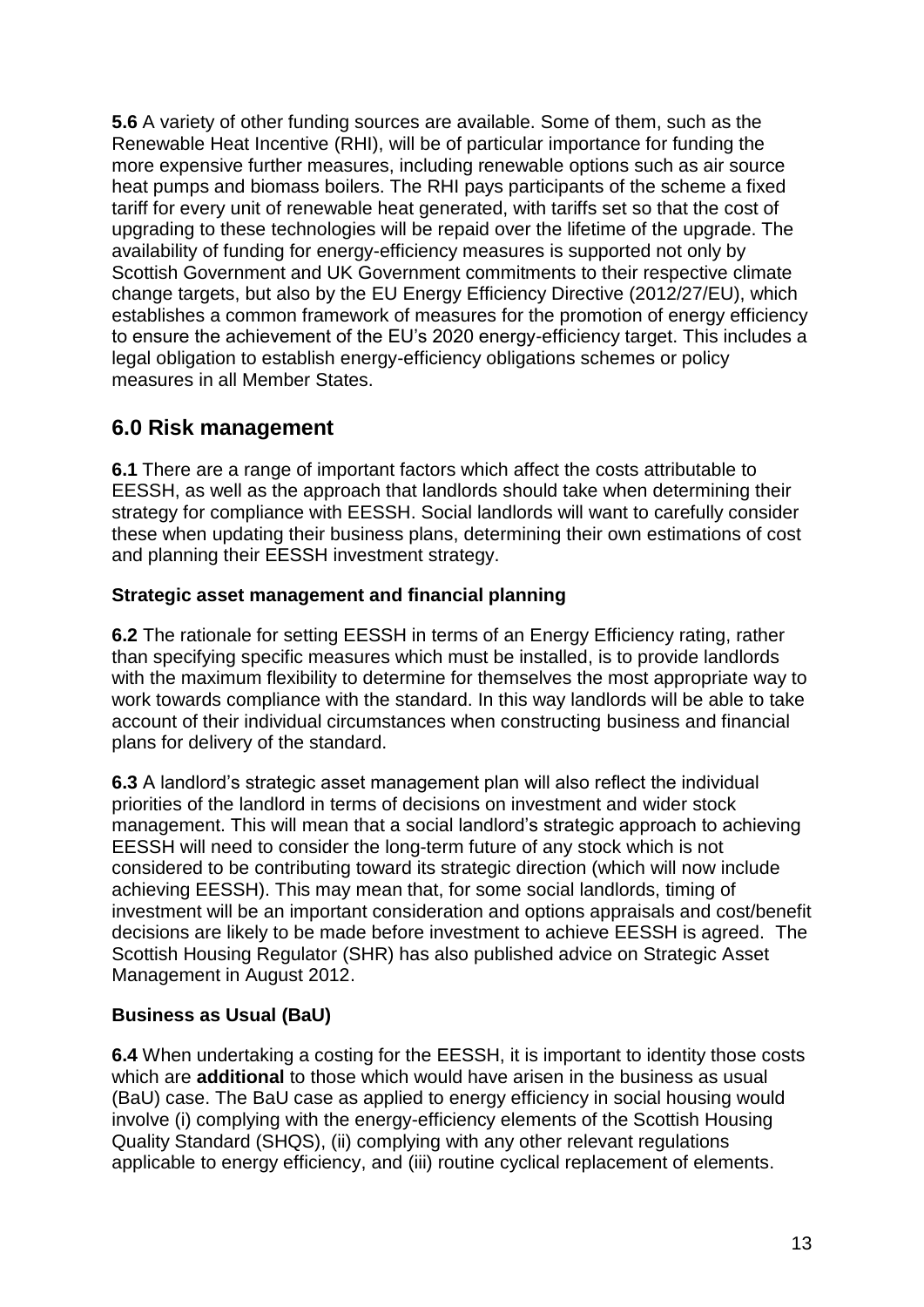**5.6** A variety of other funding sources are available. Some of them, such as the Renewable Heat Incentive (RHI), will be of particular importance for funding the more expensive further measures, including renewable options such as air source heat pumps and biomass boilers. The RHI pays participants of the scheme a fixed tariff for every unit of renewable heat generated, with tariffs set so that the cost of upgrading to these technologies will be repaid over the lifetime of the upgrade. The availability of funding for energy-efficiency measures is supported not only by Scottish Government and UK Government commitments to their respective climate change targets, but also by the EU Energy Efficiency Directive (2012/27/EU), which establishes a common framework of measures for the promotion of energy efficiency to ensure the achievement of the EU's 2020 energy-efficiency target. This includes a legal obligation to establish energy-efficiency obligations schemes or policy measures in all Member States.

## 6.0 Risk management

**6.1** There are a range of important factors which affect the costs attributable to EESSH, as well as the approach that landlords should take when determining their strategy for compliance with EESSH. Social landlords will want to carefully consider these when updating their business plans, determining their own estimations of cost and planning their EESSH investment strategy.

### Strategic asset management and financial planning

**6.2** The rationale for setting EESSH in terms of an Energy Efficiency rating, rather than specifying specific measures which must be installed, is to provide landlords with the maximum flexibility to determine for themselves the most appropriate way to work towards compliance with the standard. In this way landlords will be able to take account of their individual circumstances when constructing business and financial plans for delivery of the standard.

**6.3** A landlord's strategic asset management plan will also reflect the individual priorities of the landlord in terms of decisions on investment and wider stock management. This will mean that a social landlord's strategic approach to achieving EESSH will need to consider the long-term future of any stock which is not considered to be contributing toward its strategic direction (which will now include achieving EESSH). This may mean that, for some social landlords, timing of investment will be an important consideration and options appraisals and cost/benefit decisions are likely to be made before investment to achieve EESSH is agreed. The Scottish Housing Regulator (SHR) has also published advice on Strategic Asset Management in August 2012.

### Business as Usual (BaU)

**6.4** When undertaking a costing for the EESSH, it is important to identity those costs which are **additional** to those which would have arisen in the business as usual (BaU) case. The BaU case as applied to energy efficiency in social housing would involve (i) complying with the energy-efficiency elements of the Scottish Housing Quality Standard (SHQS), (ii) complying with any other relevant regulations applicable to energy efficiency, and (iii) routine cyclical replacement of elements.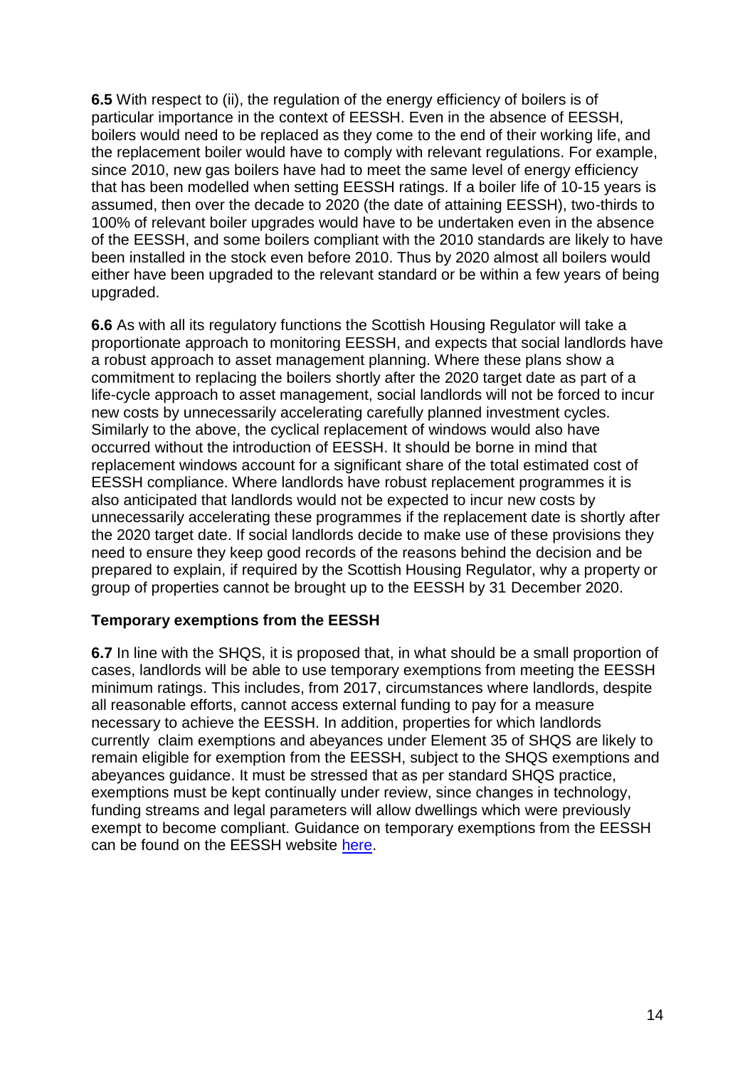**6.5** With respect to (ii), the regulation of the energy efficiency of boilers is of particular importance in the context of EESSH. Even in the absence of EESSH, boilers would need to be replaced as they come to the end of their working life, and the replacement boiler would have to comply with relevant regulations. For example, since 2010, new gas boilers have had to meet the same level of energy efficiency that has been modelled when setting EESSH ratings. If a boiler life of 10-15 years is assumed, then over the decade to 2020 (the date of attaining EESSH), two-thirds to 100% of relevant boiler upgrades would have to be undertaken even in the absence of the EESSH, and some boilers compliant with the 2010 standards are likely to have been installed in the stock even before 2010. Thus by 2020 almost all boilers would either have been upgraded to the relevant standard or be within a few years of being upgraded.

**6.6** As with all its regulatory functions the Scottish Housing Regulator will take a proportionate approach to monitoring EESSH, and expects that social landlords have a robust approach to asset management planning. Where these plans show a commitment to replacing the boilers shortly after the 2020 target date as part of a life-cycle approach to asset management, social landlords will not be forced to incur new costs by unnecessarily accelerating carefully planned investment cycles. Similarly to the above, the cyclical replacement of windows would also have occurred without the introduction of EESSH. It should be borne in mind that replacement windows account for a significant share of the total estimated cost of EESSH compliance. Where landlords have robust replacement programmes it is also anticipated that landlords would not be expected to incur new costs by unnecessarily accelerating these programmes if the replacement date is shortly after the 2020 target date. If social landlords decide to make use of these provisions they need to ensure they keep good records of the reasons behind the decision and be prepared to explain, if required by the Scottish Housing Regulator, why a property or group of properties cannot be brought up to the EESSH by 31 December 2020.

**Temporary exemptions from the EESSH**

**6.7** In line with the SHQS, it is proposed that, in what should be a small proportion of cases, landlords will be able to use temporary exemptions from meeting the EESSH minimum ratings. This includes, from 2017, circumstances where landlords, despite all reasonable efforts, cannot access external funding to pay for a measure necessary to achieve the EESSH. In addition, properties for which landlords currently claim exemptions and abeyances under Element 35 of SHQS are likely to remain eligible for exemption from the EESSH, subject to the SHQS exemptions and abeyances guidance. It must be stressed that as per standard SHQS practice, exemptions must be kept continually under review, since changes in technology, funding streams and legal parameters will allow dwellings which were previously exempt to become compliant. Guidance on temporary exemptions from the EESSH can be found on the EESSH website here.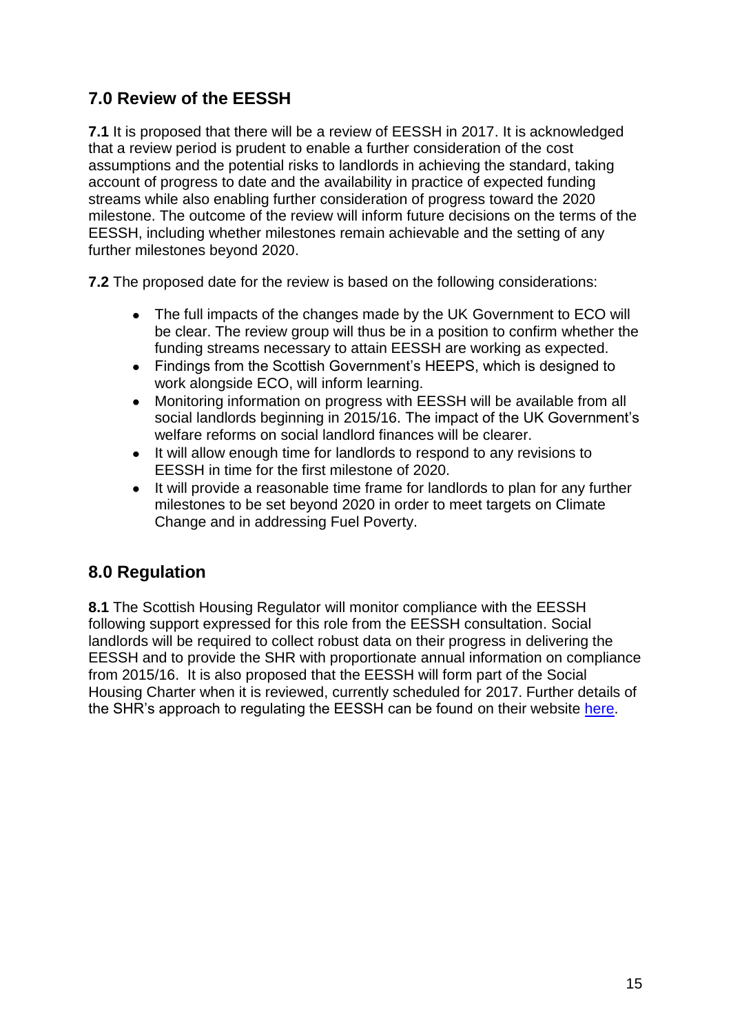## 7.0 Review of the EESSH

**7.1** It is proposed that there will be a review of EESSH in 2017. It is acknowledged that a review period is prudent to enable a further consideration of the cost assumptions and the potential risks to landlords in achieving the standard, taking account of progress to date and the availability in practice of expected funding streams while also enabling further consideration of progress toward the 2020 milestone. The outcome of the review will inform future decisions on the terms of the EESSH, including whether milestones remain achievable and the setting of any further milestones beyond 2020.

**7.2** The proposed date for the review is based on the following considerations:

- The full impacts of the changes made by the UK Government to ECO will be clear. The review group will thus be in a position to confirm whether the funding streams necessary to attain EESSH are working as expected.
- Findings from the Scottish Government's HEEPS, which is designed to work alongside ECO, will inform learning.
- Monitoring information on progress with EESSH will be available from all social landlords beginning in 2015/16. The impact of the UK Government's welfare reforms on social landlord finances will be clearer.
- It will allow enough time for landlords to respond to any revisions to EESSH in time for the first milestone of 2020.
- It will provide a reasonable time frame for landlords to plan for any further milestones to be set beyond 2020 in order to meet targets on Climate Change and in addressing Fuel Poverty.

## 8.0 Regulation

**8.1** The Scottish Housing Regulator will monitor compliance with the EESSH following support expressed for this role from the EESSH consultation. Social landlords will be required to collect robust data on their progress in delivering the EESSH and to provide the SHR with proportionate annual information on compliance from 2015/16. It is also proposed that the EESSH will form part of the Social Housing Charter when it is reviewed, currently scheduled for 2017. Further details of the SHR's approach to regulating the EESSH can be found on their website here.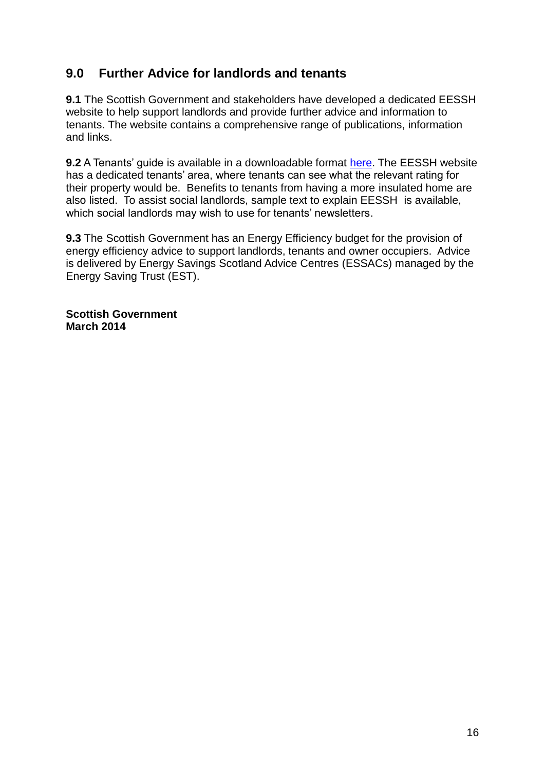## 9.0 Further Advice for landlords and tenants

**9.1** The Scottish Government and stakeholders have developed a dedicated EESSH website to help support landlords and provide further advice and information to tenants. The website contains a comprehensive range of publications, information and links.

**9.2** A Tenants' guide is available in a downloadable format here. The EESSH website has a dedicated tenants' area, where tenants can see what the relevant rating for their property would be. Benefits to tenants from having a more insulated home are also listed. To assist social landlords, sample text to explain EESSH is available, which social landlords may wish to use for tenants' newsletters.

**9.3** The Scottish Government has an Energy Efficiency budget for the provision of energy efficiency advice to support landlords, tenants and owner occupiers. Advice is delivered by Energy Savings Scotland Advice Centres (ESSACs) managed by the Energy Saving Trust (EST).

**Scottish Government**
**March 2014**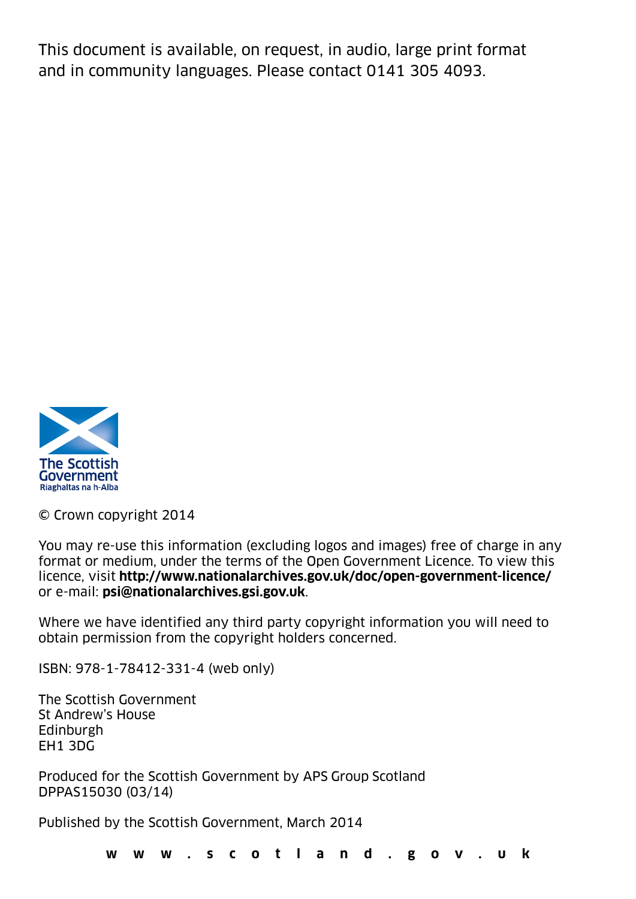This document is available, on request, in audio, large print format and in community languages. Please contact 0141 305 4093.

The Scottish Government
Riaghaltas na h-Alba

© Crown copyright 2014

You may re-use this information (excluding logos and images) free of charge in any format or medium, under the terms of the Open Government Licence. To view this licence, visit **http://www.nationalarchives.gov.uk/doc/open-government-licence/** or e-mail: **psi@nationalarchives.gsi.gov.uk**.

Where we have identified any third party copyright information you will need to obtain permission from the copyright holders concerned.

ISBN: 978-1-78412-331-4 (web only)

The Scottish Government
St Andrew's House
Edinburgh
EH1 3DG

Produced for the Scottish Government by APS Group Scotland
DPPAS15030 (03/14)

Published by the Scottish Government, March 2014

**w w w . s c o t l a n d . g o v . u k**